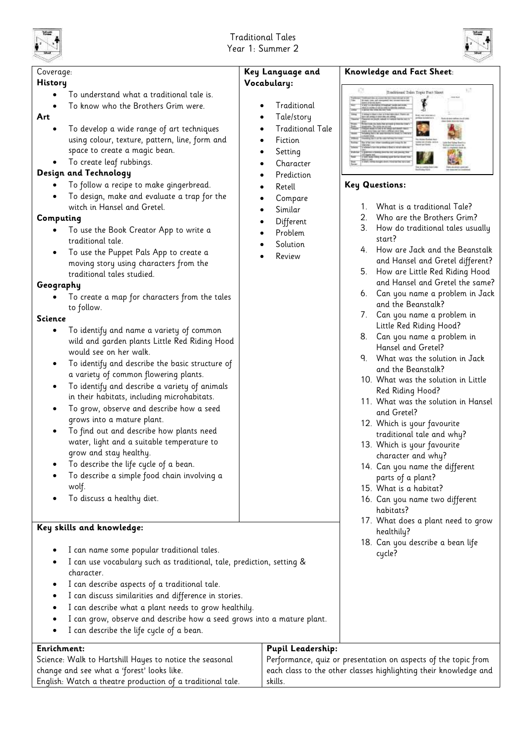# Traditional Tales
## Year 1: Summer 2

Coverage:

**History**

- To understand what a traditional tale is.
- To know who the Brothers Grim were.

**Art**

- To develop a wide range of art techniques using colour, texture, pattern, line, form and space to create a magic bean.
- To create leaf rubbings.

**Design and Technology**

- To follow a recipe to make gingerbread.
- To design, make and evaluate a trap for the witch in Hansel and Gretel.

**Computing**

- To use the Book Creator App to write a traditional tale.
- To use the Puppet Pals App to create a moving story using characters from the traditional tales studied.

**Geography**

- To create a map for characters from the tales to follow.

**Science**

- To identify and name a variety of common wild and garden plants Little Red Riding Hood would see on her walk.
- To identify and describe the basic structure of a variety of common flowering plants.
- To identify and describe a variety of animals in their habitats, including microhabitats.
- To grow, observe and describe how a seed grows into a mature plant.
- To find out and describe how plants need water, light and a suitable temperature to grow and stay healthy.
- To describe the life cycle of a bean.
- To describe a simple food chain involving a wolf.
- To discuss a healthy diet.

**Key Language and Vocabulary:**

- Traditional
- Tale/story
- Traditional Tale
- Fiction
- Setting
- Character
- Prediction
- Retell
- Compare
- Similar
- Different
- Problem
- Solution
- Review

**Knowledge and Fact Sheet**:

**Key Questions:**

1. What is a traditional Tale?
2. Who are the Brothers Grim?
3. How do traditional tales usually start?
4. How are Jack and the Beanstalk and Hansel and Gretel different?
5. How are Little Red Riding Hood and Hansel and Gretel the same?
6. Can you name a problem in Jack and the Beanstalk?
7. Can you name a problem in Little Red Riding Hood?
8. Can you name a problem in Hansel and Gretel?
9. What was the solution in Jack and the Beanstalk?
10. What was the solution in Little Red Riding Hood?
11. What was the solution in Hansel and Gretel?
12. Which is your favourite traditional tale and why?
13. Which is your favourite character and why?
14. Can you name the different parts of a plant?
15. What is a habitat?
16. Can you name two different habitats?
17. What does a plant need to grow healthily?
18. Can you describe a bean life cycle?

**Key skills and knowledge:**

- I can name some popular traditional tales.
- I can use vocabulary such as traditional, tale, prediction, setting & character.
- I can describe aspects of a traditional tale.
- I can discuss similarities and difference in stories.
- I can describe what a plant needs to grow healthily.
- I can grow, observe and describe how a seed grows into a mature plant.
- I can describe the life cycle of a bean.

**Enrichment:**

Science: Walk to Hartshill Hayes to notice the seasonal change and see what a 'forest' looks like.
English: Watch a theatre production of a traditional tale.

**Pupil Leadership:**

Performance, quiz or presentation on aspects of the topic from each class to the other classes highlighting their knowledge and skills.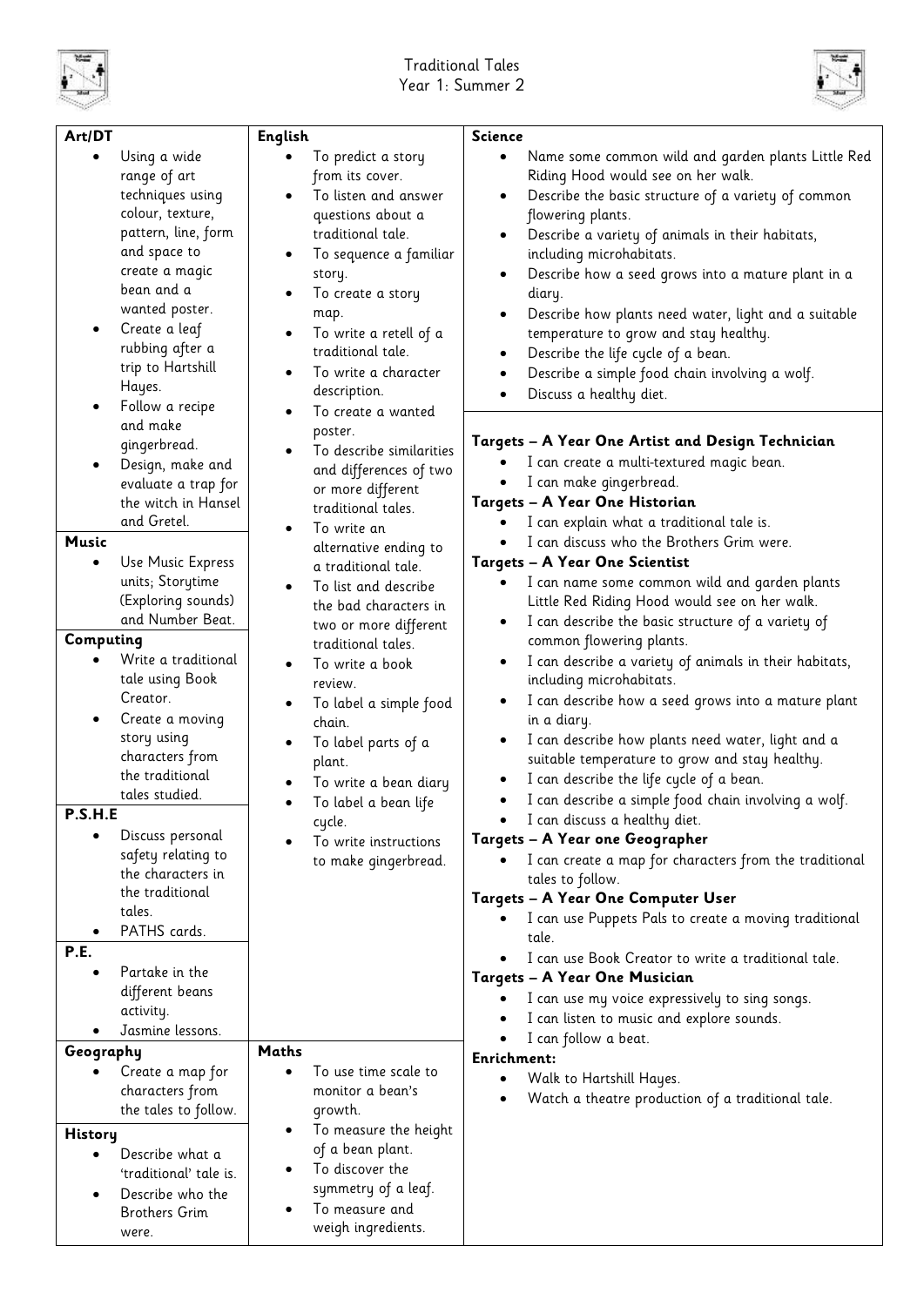# Traditional Tales
## Year 1: Summer 2

### Art/DT
- Using a wide range of art techniques using colour, texture, pattern, line, form and space to create a magic bean and a wanted poster.
- Create a leaf rubbing after a trip to Hartshill Hayes.
- Follow a recipe and make gingerbread.
- Design, make and evaluate a trap for the witch in Hansel and Gretel.

### Music
- Use Music Express units; Storytime (Exploring sounds) and Number Beat.

### Computing
- Write a traditional tale using Book Creator.
- Create a moving story using characters from the traditional tales studied.

### P.S.H.E
- Discuss personal safety relating to the characters in the traditional tales.
- PATHS cards.

### P.E.
- Partake in the different beans activity.
- Jasmine lessons.

### Geography
- Create a map for characters from the tales to follow.

### History
- Describe what a 'traditional' tale is.
- Describe who the Brothers Grim were.

### English
- To predict a story from its cover.
- To listen and answer questions about a traditional tale.
- To sequence a familiar story.
- To create a story map.
- To write a retell of a traditional tale.
- To write a character description.
- To create a wanted poster.
- To describe similarities and differences of two or more different traditional tales.
- To write an alternative ending to a traditional tale.
- To list and describe the bad characters in two or more different traditional tales.
- To write a book review.
- To label a simple food chain.
- To label parts of a plant.
- To write a bean diary
- To label a bean life cycle.
- To write instructions to make gingerbread.

### Maths
- To use time scale to monitor a bean's growth.
- To measure the height of a bean plant.
- To discover the symmetry of a leaf.
- To measure and weigh ingredients.

### Science
- Name some common wild and garden plants Little Red Riding Hood would see on her walk.
- Describe the basic structure of a variety of common flowering plants.
- Describe a variety of animals in their habitats, including microhabitats.
- Describe how a seed grows into a mature plant in a diary.
- Describe how plants need water, light and a suitable temperature to grow and stay healthy.
- Describe the life cycle of a bean.
- Describe a simple food chain involving a wolf.
- Discuss a healthy diet.

### Targets – A Year One Artist and Design Technician
- I can create a multi-textured magic bean.
- I can make gingerbread.

### Targets – A Year One Historian
- I can explain what a traditional tale is.
- I can discuss who the Brothers Grim were.

### Targets – A Year One Scientist
- I can name some common wild and garden plants Little Red Riding Hood would see on her walk.
- I can describe the basic structure of a variety of common flowering plants.
- I can describe a variety of animals in their habitats, including microhabitats.
- I can describe how a seed grows into a mature plant in a diary.
- I can describe how plants need water, light and a suitable temperature to grow and stay healthy.
- I can describe the life cycle of a bean.
- I can describe a simple food chain involving a wolf.
- I can discuss a healthy diet.

### Targets – A Year one Geographer
- I can create a map for characters from the traditional tales to follow.

### Targets – A Year One Computer User
- I can use Puppets Pals to create a moving traditional tale.
- I can use Book Creator to write a traditional tale.

### Targets – A Year One Musician
- I can use my voice expressively to sing songs.
- I can listen to music and explore sounds.
- I can follow a beat.

### Enrichment:
- Walk to Hartshill Hayes.
- Watch a theatre production of a traditional tale.